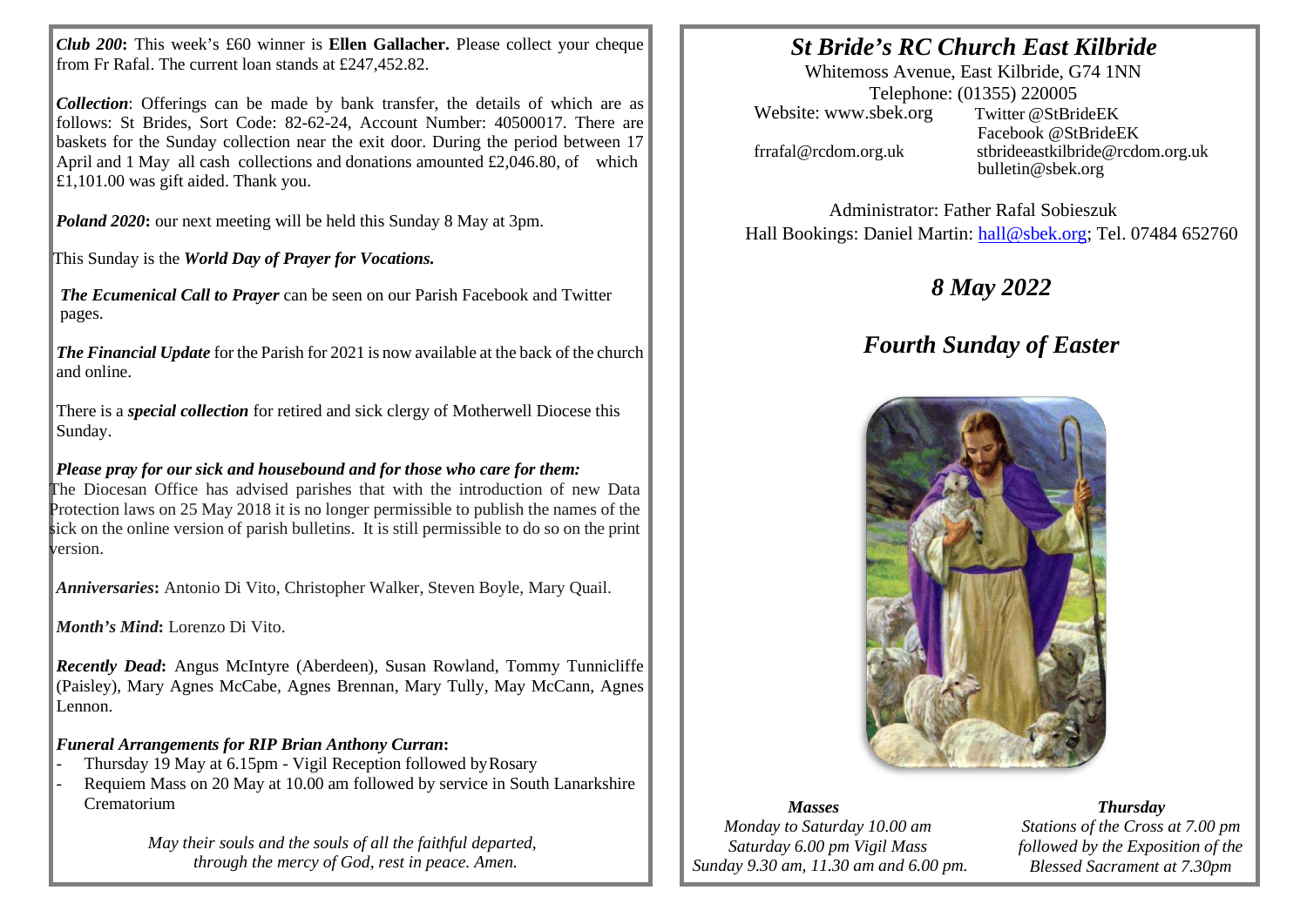***Club 200*:** This week's £60 winner is **Ellen Gallacher.** Please collect your cheque from Fr Rafal. The current loan stands at £247,452.82.

***Collection***: Offerings can be made by bank transfer, the details of which are as follows: St Brides, Sort Code: 82-62-24, Account Number: 40500017. There are baskets for the Sunday collection near the exit door. During the period between 17 April and 1 May all cash collections and donations amounted £2,046.80, of which £1,101.00 was gift aided. Thank you.

***Poland 2020*:** our next meeting will be held this Sunday 8 May at 3pm.

This Sunday is the ***World Day of Prayer for Vocations.***

***The Ecumenical Call to Prayer*** can be seen on our Parish Facebook and Twitter pages.

***The Financial Update*** for the Parish for 2021 is now available at the back of the church and online.

There is a ***special collection*** for retired and sick clergy of Motherwell Diocese this Sunday.

***Please pray for our sick and housebound and for those who care for them:***
The Diocesan Office has advised parishes that with the introduction of new Data Protection laws on 25 May 2018 it is no longer permissible to publish the names of the sick on the online version of parish bulletins. It is still permissible to do so on the print version.

***Anniversaries*:** Antonio Di Vito, Christopher Walker, Steven Boyle, Mary Quail.

***Month's Mind*:** Lorenzo Di Vito.

***Recently Dead*:** Angus McIntyre (Aberdeen), Susan Rowland, Tommy Tunnicliffe (Paisley), Mary Agnes McCabe, Agnes Brennan, Mary Tully, May McCann, Agnes Lennon.

***Funeral Arrangements for RIP Brian Anthony Curran*:**

- Thursday 19 May at 6.15pm - Vigil Reception followed by Rosary
- Requiem Mass on 20 May at 10.00 am followed by service in South Lanarkshire Crematorium

*May their souls and the souls of all the faithful departed, through the mercy of God, rest in peace. Amen.*

# *St Bride's RC Church East Kilbride*

Whitemoss Avenue, East Kilbride, G74 1NN
Telephone: (01355) 220005
Website: www.sbek.org
Twitter @StBrideEK
Facebook @StBrideEK
frrafal@rcdom.org.uk
stbrideeastkilbride@rcdom.org.uk
bulletin@sbek.org

Administrator: Father Rafal Sobieszuk
Hall Bookings: Daniel Martin: hall@sbek.org; Tel. 07484 652760

## *8 May 2022*

## *Fourth Sunday of Easter*

***Masses***
*Monday to Saturday 10.00 am*
*Saturday 6.00 pm Vigil Mass*
*Sunday 9.30 am, 11.30 am and 6.00 pm.*

***Thursday***
*Stations of the Cross at 7.00 pm followed by the Exposition of the Blessed Sacrament at 7.30pm*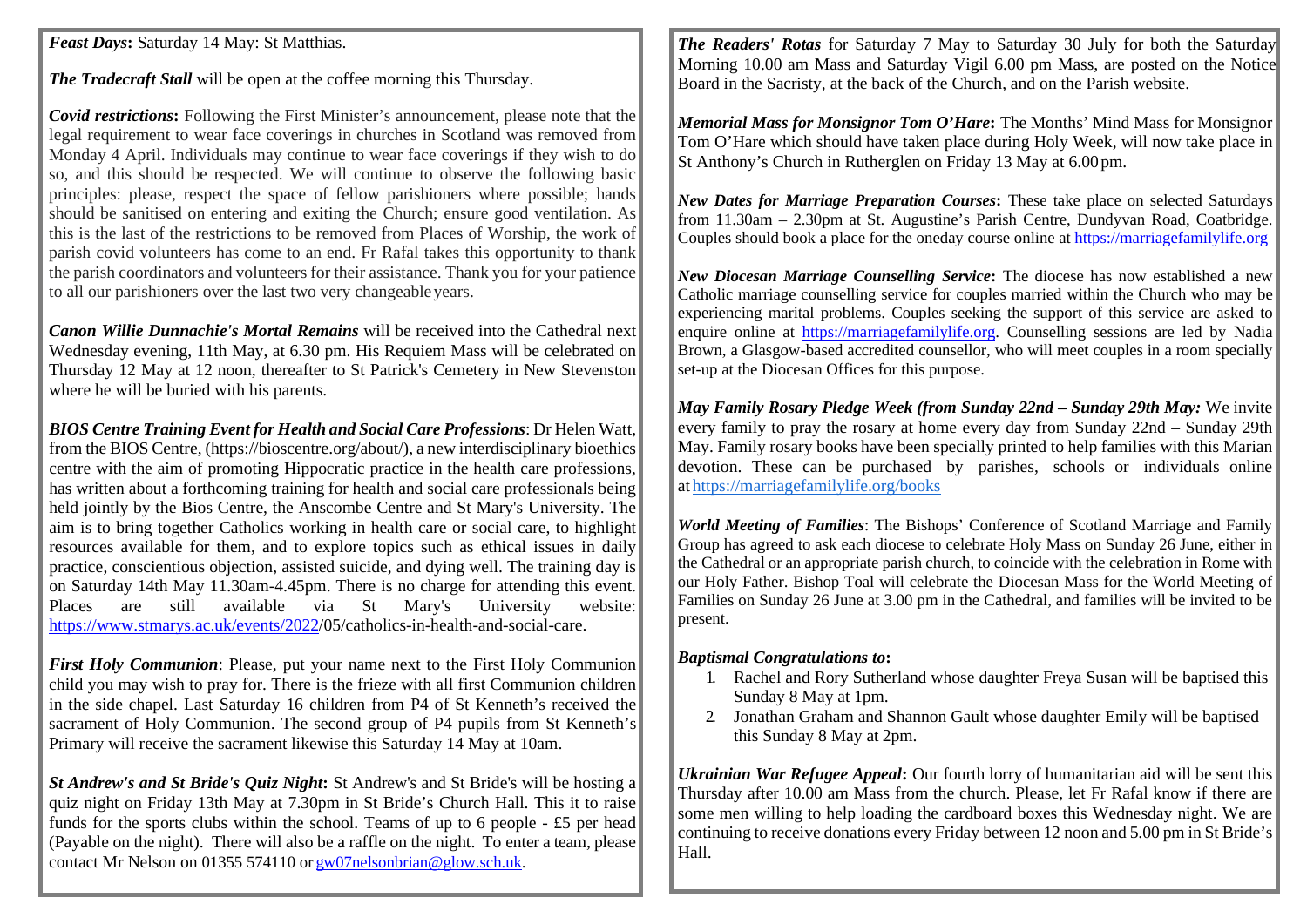***Feast Days*:** Saturday 14 May: St Matthias.

***The Tradecraft Stall*** will be open at the coffee morning this Thursday.

***Covid restrictions*:** Following the First Minister's announcement, please note that the legal requirement to wear face coverings in churches in Scotland was removed from Monday 4 April. Individuals may continue to wear face coverings if they wish to do so, and this should be respected. We will continue to observe the following basic principles: please, respect the space of fellow parishioners where possible; hands should be sanitised on entering and exiting the Church; ensure good ventilation. As this is the last of the restrictions to be removed from Places of Worship, the work of parish covid volunteers has come to an end. Fr Rafal takes this opportunity to thank the parish coordinators and volunteers for their assistance. Thank you for your patience to all our parishioners over the last two very changeable years.

***Canon Willie Dunnachie's Mortal Remains*** will be received into the Cathedral next Wednesday evening, 11th May, at 6.30 pm. His Requiem Mass will be celebrated on Thursday 12 May at 12 noon, thereafter to St Patrick's Cemetery in New Stevenston where he will be buried with his parents.

***BIOS Centre Training Event for Health and Social Care Professions***: Dr Helen Watt, from the BIOS Centre, (https://bioscentre.org/about/), a new interdisciplinary bioethics centre with the aim of promoting Hippocratic practice in the health care professions, has written about a forthcoming training for health and social care professionals being held jointly by the Bios Centre, the Anscombe Centre and St Mary's University. The aim is to bring together Catholics working in health care or social care, to highlight resources available for them, and to explore topics such as ethical issues in daily practice, conscientious objection, assisted suicide, and dying well. The training day is on Saturday 14th May 11.30am-4.45pm. There is no charge for attending this event. Places are still available via St Mary's University website: https://www.stmarys.ac.uk/events/2022/05/catholics-in-health-and-social-care.

***First Holy Communion***: Please, put your name next to the First Holy Communion child you may wish to pray for. There is the frieze with all first Communion children in the side chapel. Last Saturday 16 children from P4 of St Kenneth's received the sacrament of Holy Communion. The second group of P4 pupils from St Kenneth's Primary will receive the sacrament likewise this Saturday 14 May at 10am.

***St Andrew's and St Bride's Quiz Night*:** St Andrew's and St Bride's will be hosting a quiz night on Friday 13th May at 7.30pm in St Bride's Church Hall. This it to raise funds for the sports clubs within the school. Teams of up to 6 people - £5 per head (Payable on the night). There will also be a raffle on the night. To enter a team, please contact Mr Nelson on 01355 574110 or gw07nelsonbrian@glow.sch.uk.

***The Readers' Rotas*** for Saturday 7 May to Saturday 30 July for both the Saturday Morning 10.00 am Mass and Saturday Vigil 6.00 pm Mass, are posted on the Notice Board in the Sacristy, at the back of the Church, and on the Parish website.

***Memorial Mass for Monsignor Tom O'Hare*:** The Months' Mind Mass for Monsignor Tom O'Hare which should have taken place during Holy Week, will now take place in St Anthony's Church in Rutherglen on Friday 13 May at 6.00 pm.

***New Dates for Marriage Preparation Courses*:** These take place on selected Saturdays from 11.30am – 2.30pm at St. Augustine's Parish Centre, Dundyvan Road, Coatbridge. Couples should book a place for the oneday course online at https://marriagefamilylife.org

***New Diocesan Marriage Counselling Service*:** The diocese has now established a new Catholic marriage counselling service for couples married within the Church who may be experiencing marital problems. Couples seeking the support of this service are asked to enquire online at https://marriagefamilylife.org. Counselling sessions are led by Nadia Brown, a Glasgow-based accredited counsellor, who will meet couples in a room specially set-up at the Diocesan Offices for this purpose.

***May Family Rosary Pledge Week (from Sunday 22nd – Sunday 29th May:*** We invite every family to pray the rosary at home every day from Sunday 22nd – Sunday 29th May. Family rosary books have been specially printed to help families with this Marian devotion. These can be purchased by parishes, schools or individuals online at https://marriagefamilylife.org/books

***World Meeting of Families***: The Bishops' Conference of Scotland Marriage and Family Group has agreed to ask each diocese to celebrate Holy Mass on Sunday 26 June, either in the Cathedral or an appropriate parish church, to coincide with the celebration in Rome with our Holy Father. Bishop Toal will celebrate the Diocesan Mass for the World Meeting of Families on Sunday 26 June at 3.00 pm in the Cathedral, and families will be invited to be present.

***Baptismal Congratulations to*:**

1. Rachel and Rory Sutherland whose daughter Freya Susan will be baptised this Sunday 8 May at 1pm.
2. Jonathan Graham and Shannon Gault whose daughter Emily will be baptised this Sunday 8 May at 2pm.

***Ukrainian War Refugee Appeal*:** Our fourth lorry of humanitarian aid will be sent this Thursday after 10.00 am Mass from the church. Please, let Fr Rafal know if there are some men willing to help loading the cardboard boxes this Wednesday night. We are continuing to receive donations every Friday between 12 noon and 5.00 pm in St Bride's Hall.